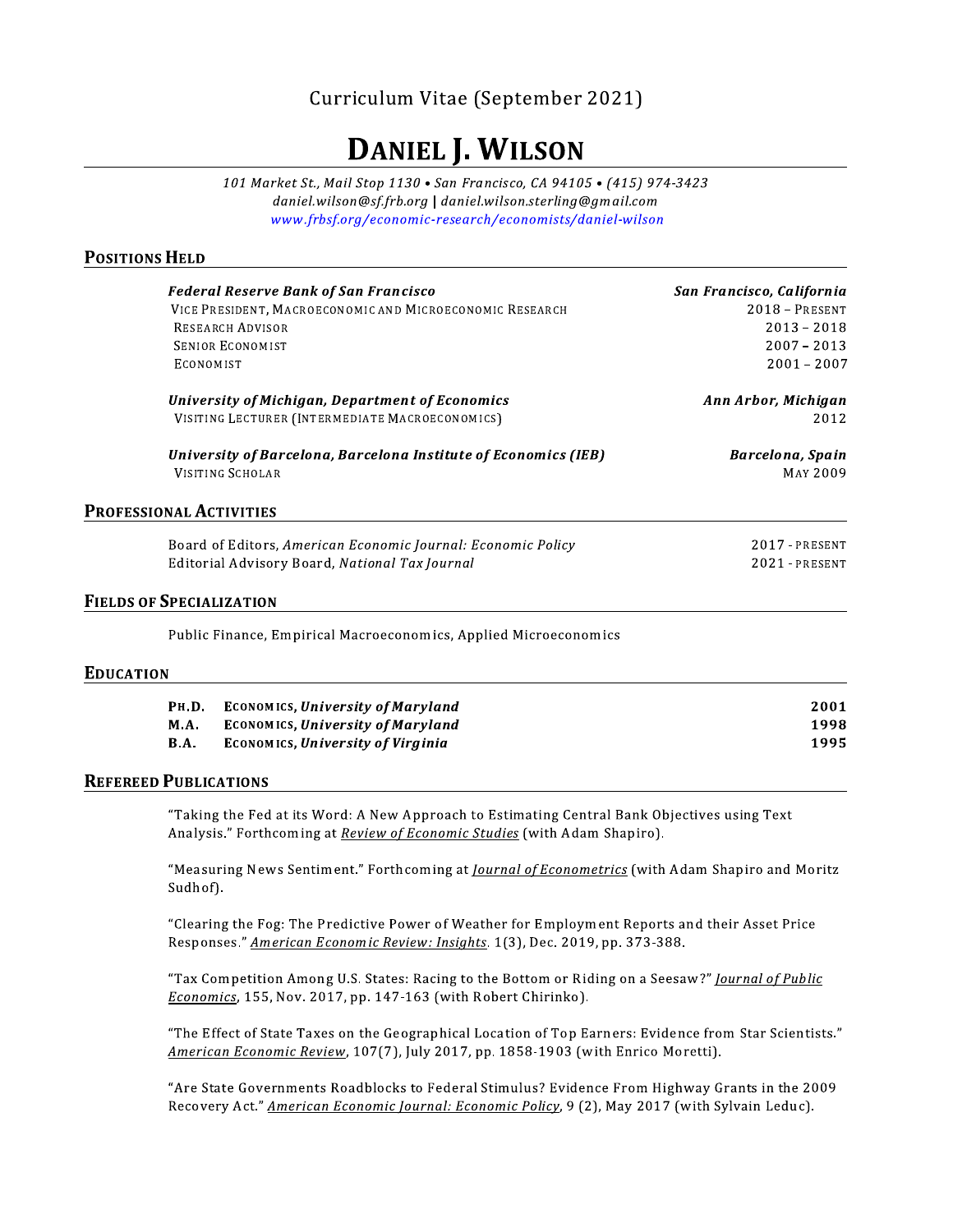Curriculum Vitae (September 2021)

# DANIEL J. WILSON

*101 Market St., Mail Stop 1130 • San Francisco, CA 94105 • (415) 974-3423*
*daniel.wilson@sf.frb.org* | *daniel.wilson.sterling@gmail.com*
*www.frbsf.org/economic-research/economists/daniel-wilson*

## POSITIONS HELD

***Federal Reserve Bank of San Francisco*** — ***San Francisco, California***
- VICE PRESIDENT, MACROECONOMIC AND MICROECONOMIC RESEARCH — 2018 – PRESENT
- RESEARCH ADVISOR — 2013 – 2018
- SENIOR ECONOMIST — 2007 – 2013
- ECONOMIST — 2001 – 2007

***University of Michigan, Department of Economics*** — ***Ann Arbor, Michigan***
- VISITING LECTURER (INTERMEDIATE MACROECONOMICS) — 2012

***University of Barcelona, Barcelona Institute of Economics (IEB)*** — ***Barcelona, Spain***
- VISITING SCHOLAR — MAY 2009

## PROFESSIONAL ACTIVITIES

- Board of Editors, *American Economic Journal: Economic Policy* — 2017 - PRESENT
- Editorial Advisory Board, *National Tax Journal* — 2021 - PRESENT

## FIELDS OF SPECIALIZATION

Public Finance, Empirical Macroeconomics, Applied Microeconomics

## EDUCATION

| | | |
|---|---|---|
| **PH.D.** | **ECONOMICS, *University of Maryland*** | **2001** |
| **M.A.** | **ECONOMICS, *University of Maryland*** | **1998** |
| **B.A.** | **ECONOMICS, *University of Virginia*** | **1995** |

## REFEREED PUBLICATIONS

"Taking the Fed at its Word: A New Approach to Estimating Central Bank Objectives using Text Analysis." Forthcoming at *Review of Economic Studies* (with Adam Shapiro).

"Measuring News Sentiment." Forthcoming at *Journal of Econometrics* (with Adam Shapiro and Moritz Sudhof).

"Clearing the Fog: The Predictive Power of Weather for Employment Reports and their Asset Price Responses." *American Economic Review: Insights*. 1(3), Dec. 2019, pp. 373-388.

"Tax Competition Among U.S. States: Racing to the Bottom or Riding on a Seesaw?" *Journal of Public Economics*, 155, Nov. 2017, pp. 147-163 (with Robert Chirinko).

"The Effect of State Taxes on the Geographical Location of Top Earners: Evidence from Star Scientists." *American Economic Review*, 107(7), July 2017, pp. 1858-1903 (with Enrico Moretti).

"Are State Governments Roadblocks to Federal Stimulus? Evidence From Highway Grants in the 2009 Recovery Act." *American Economic Journal: Economic Policy*, 9 (2), May 2017 (with Sylvain Leduc).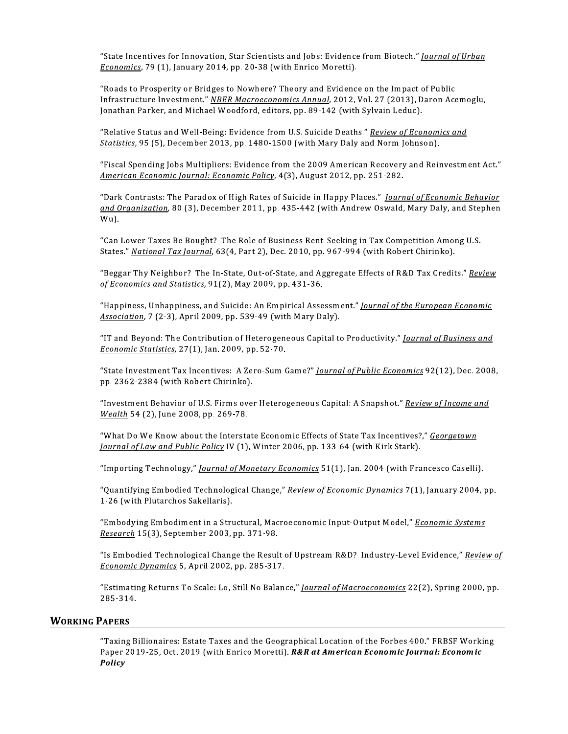"State Incentives for Innovation, Star Scientists and Jobs: Evidence from Biotech." *Journal of Urban Economics*, 79 (1), January 2014, pp. 20-38 (with Enrico Moretti).

"Roads to Prosperity or Bridges to Nowhere? Theory and Evidence on the Impact of Public Infrastructure Investment." *NBER Macroeconomics Annual*, 2012, Vol. 27 (2013), Daron Acemoglu, Jonathan Parker, and Michael Woodford, editors, pp. 89-142 (with Sylvain Leduc).

"Relative Status and Well-Being: Evidence from U.S. Suicide Deaths." *Review of Economics and Statistics*, 95 (5), December 2013, pp. 1480-1500 (with Mary Daly and Norm Johnson).

"Fiscal Spending Jobs Multipliers: Evidence from the 2009 American Recovery and Reinvestment Act." *American Economic Journal: Economic Policy*, 4(3), August 2012, pp. 251-282.

"Dark Contrasts: The Paradox of High Rates of Suicide in Happy Places." *Journal of Economic Behavior and Organization*, 80 (3), December 2011, pp. 435-442 (with Andrew Oswald, Mary Daly, and Stephen Wu).

"Can Lower Taxes Be Bought? The Role of Business Rent-Seeking in Tax Competition Among U.S. States." *National Tax Journal*, 63(4, Part 2), Dec. 2010, pp. 967-994 (with Robert Chirinko).

"Beggar Thy Neighbor? The In-State, Out-of-State, and Aggregate Effects of R&D Tax Credits." *Review of Economics and Statistics*, 91(2), May 2009, pp. 431-36.

"Happiness, Unhappiness, and Suicide: An Empirical Assessment." *Journal of the European Economic Association*, 7 (2-3), April 2009, pp. 539-49 (with Mary Daly).

"IT and Beyond: The Contribution of Heterogeneous Capital to Productivity." *Journal of Business and Economic Statistics*, 27(1), Jan. 2009, pp. 52-70.

"State Investment Tax Incentives: A Zero-Sum Game?" *Journal of Public Economics* 92(12), Dec. 2008, pp. 2362-2384 (with Robert Chirinko).

"Investment Behavior of U.S. Firms over Heterogeneous Capital: A Snapshot." *Review of Income and Wealth* 54 (2), June 2008, pp. 269-78.

"What Do We Know about the Interstate Economic Effects of State Tax Incentives?," *Georgetown Journal of Law and Public Policy* IV (1), Winter 2006, pp. 133-64 (with Kirk Stark).

"Importing Technology," *Journal of Monetary Economics* 51(1), Jan. 2004 (with Francesco Caselli).

"Quantifying Embodied Technological Change," *Review of Economic Dynamics* 7(1), January 2004, pp. 1-26 (with Plutarchos Sakellaris).

"Embodying Embodiment in a Structural, Macroeconomic Input-Output Model," *Economic Systems Research* 15(3), September 2003, pp. 371-98.

"Is Embodied Technological Change the Result of Upstream R&D? Industry-Level Evidence," *Review of Economic Dynamics* 5, April 2002, pp. 285-317.

"Estimating Returns To Scale: Lo, Still No Balance," *Journal of Macroeconomics* 22(2), Spring 2000, pp. 285-314.

## Working Papers

"Taxing Billionaires: Estate Taxes and the Geographical Location of the Forbes 400." FRBSF Working Paper 2019-25, Oct. 2019 (with Enrico Moretti). ***R&R at American Economic Journal: Economic Policy***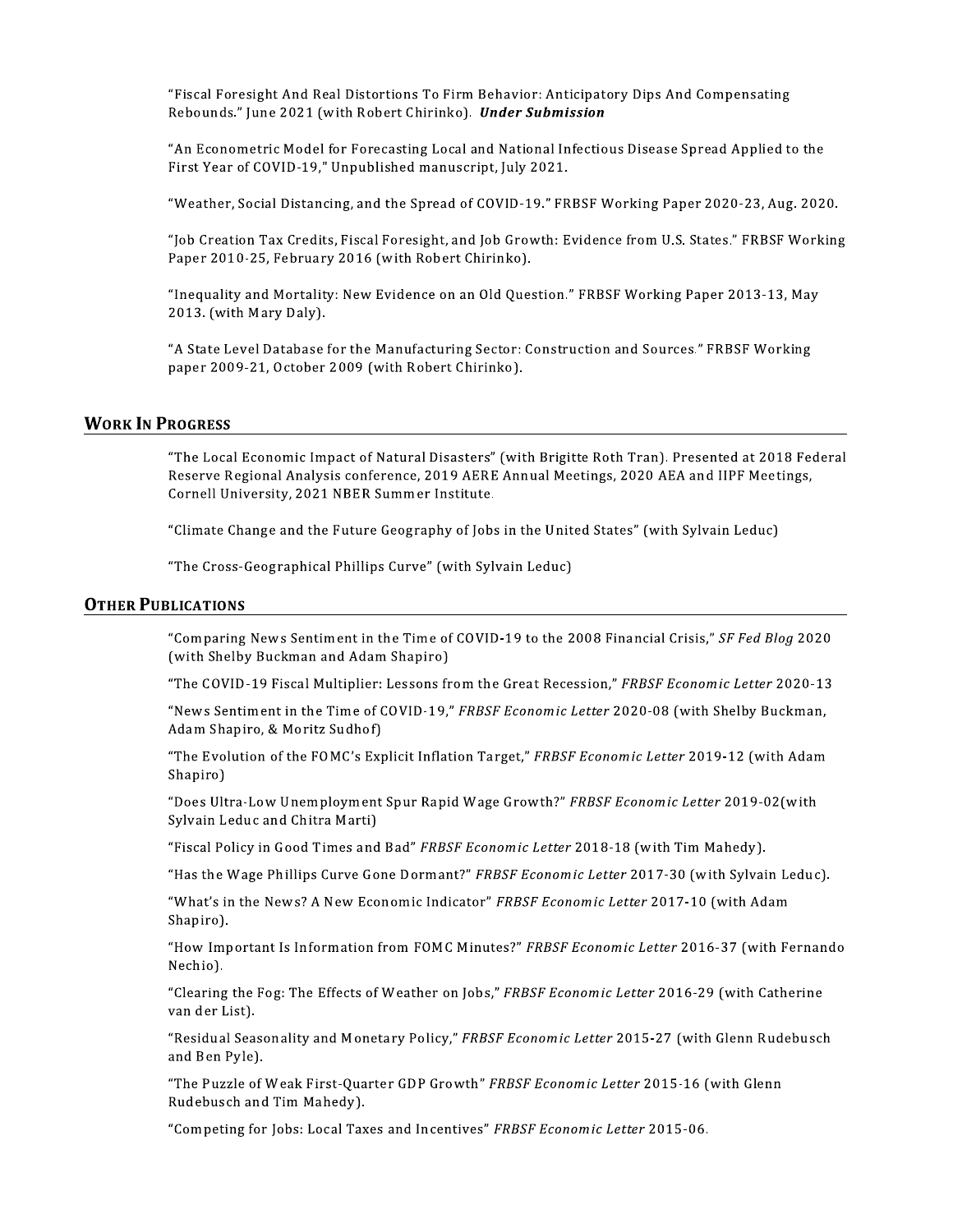"Fiscal Foresight And Real Distortions To Firm Behavior: Anticipatory Dips And Compensating Rebounds." June 2021 (with Robert Chirinko). ***Under Submission***

"An Econometric Model for Forecasting Local and National Infectious Disease Spread Applied to the First Year of COVID-19," Unpublished manuscript, July 2021.

"Weather, Social Distancing, and the Spread of COVID-19." FRBSF Working Paper 2020-23, Aug. 2020.

"Job Creation Tax Credits, Fiscal Foresight, and Job Growth: Evidence from U.S. States." FRBSF Working Paper 2010-25, February 2016 (with Robert Chirinko).

"Inequality and Mortality: New Evidence on an Old Question." FRBSF Working Paper 2013-13, May 2013. (with Mary Daly).

"A State Level Database for the Manufacturing Sector: Construction and Sources." FRBSF Working paper 2009-21, October 2009 (with Robert Chirinko).

## Work In Progress

"The Local Economic Impact of Natural Disasters" (with Brigitte Roth Tran). Presented at 2018 Federal Reserve Regional Analysis conference, 2019 AERE Annual Meetings, 2020 AEA and IIPF Meetings, Cornell University, 2021 NBER Summer Institute.

"Climate Change and the Future Geography of Jobs in the United States" (with Sylvain Leduc)

"The Cross-Geographical Phillips Curve" (with Sylvain Leduc)

## Other Publications

"Comparing News Sentiment in the Time of COVID-19 to the 2008 Financial Crisis," *SF Fed Blog* 2020 (with Shelby Buckman and Adam Shapiro)

"The COVID-19 Fiscal Multiplier: Lessons from the Great Recession," *FRBSF Economic Letter* 2020-13

"News Sentiment in the Time of COVID-19," *FRBSF Economic Letter* 2020-08 (with Shelby Buckman, Adam Shapiro, & Moritz Sudhof)

"The Evolution of the FOMC's Explicit Inflation Target," *FRBSF Economic Letter* 2019-12 (with Adam Shapiro)

"Does Ultra-Low Unemployment Spur Rapid Wage Growth?" *FRBSF Economic Letter* 2019-02(with Sylvain Leduc and Chitra Marti)

"Fiscal Policy in Good Times and Bad" *FRBSF Economic Letter* 2018-18 (with Tim Mahedy).

"Has the Wage Phillips Curve Gone Dormant?" *FRBSF Economic Letter* 2017-30 (with Sylvain Leduc).

"What's in the News? A New Economic Indicator" *FRBSF Economic Letter* 2017-10 (with Adam Shapiro).

"How Important Is Information from FOMC Minutes?" *FRBSF Economic Letter* 2016-37 (with Fernando Nechio).

"Clearing the Fog: The Effects of Weather on Jobs," *FRBSF Economic Letter* 2016-29 (with Catherine van der List).

"Residual Seasonality and Monetary Policy," *FRBSF Economic Letter* 2015-27 (with Glenn Rudebusch and Ben Pyle).

"The Puzzle of Weak First-Quarter GDP Growth" *FRBSF Economic Letter* 2015-16 (with Glenn Rudebusch and Tim Mahedy).

"Competing for Jobs: Local Taxes and Incentives" *FRBSF Economic Letter* 2015-06.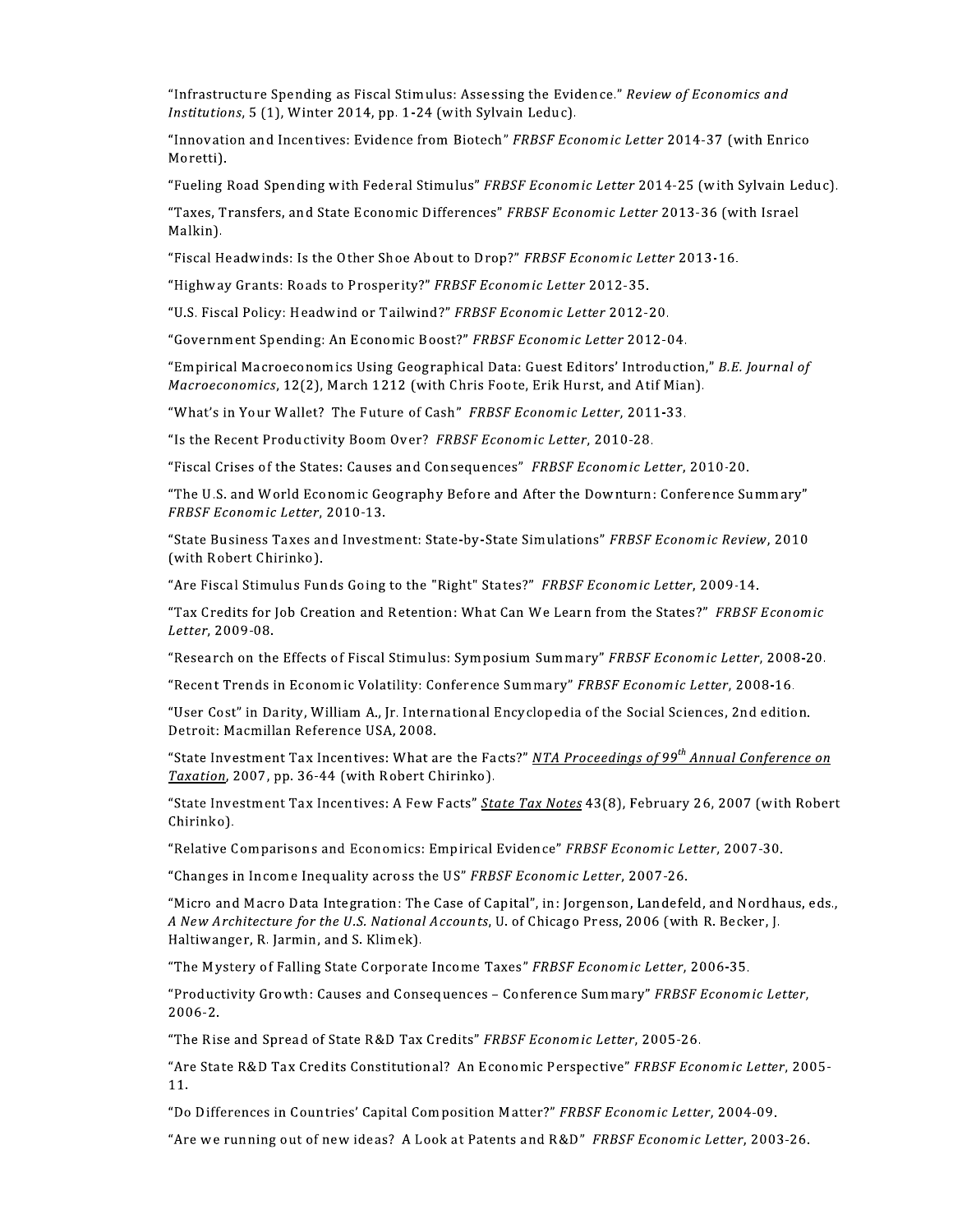"Infrastructure Spending as Fiscal Stimulus: Assessing the Evidence." *Review of Economics and Institutions*, 5 (1), Winter 2014, pp. 1-24 (with Sylvain Leduc).

"Innovation and Incentives: Evidence from Biotech" *FRBSF Economic Letter* 2014-37 (with Enrico Moretti).

"Fueling Road Spending with Federal Stimulus" *FRBSF Economic Letter* 2014-25 (with Sylvain Leduc).

"Taxes, Transfers, and State Economic Differences" *FRBSF Economic Letter* 2013-36 (with Israel Malkin).

"Fiscal Headwinds: Is the Other Shoe About to Drop?" *FRBSF Economic Letter* 2013-16.

"Highway Grants: Roads to Prosperity?" *FRBSF Economic Letter* 2012-35.

"U.S. Fiscal Policy: Headwind or Tailwind?" *FRBSF Economic Letter* 2012-20.

"Government Spending: An Economic Boost?" *FRBSF Economic Letter* 2012-04.

"Empirical Macroeconomics Using Geographical Data: Guest Editors' Introduction," *B.E. Journal of Macroeconomics*, 12(2), March 1212 (with Chris Foote, Erik Hurst, and Atif Mian).

"What's in Your Wallet? The Future of Cash" *FRBSF Economic Letter*, 2011-33.

"Is the Recent Productivity Boom Over? *FRBSF Economic Letter*, 2010-28.

"Fiscal Crises of the States: Causes and Consequences" *FRBSF Economic Letter*, 2010-20.

"The U.S. and World Economic Geography Before and After the Downturn: Conference Summary" *FRBSF Economic Letter*, 2010-13.

"State Business Taxes and Investment: State-by-State Simulations" *FRBSF Economic Review*, 2010 (with Robert Chirinko).

"Are Fiscal Stimulus Funds Going to the "Right" States?" *FRBSF Economic Letter*, 2009-14.

"Tax Credits for Job Creation and Retention: What Can We Learn from the States?" *FRBSF Economic Letter*, 2009-08.

"Research on the Effects of Fiscal Stimulus: Symposium Summary" *FRBSF Economic Letter*, 2008-20.

"Recent Trends in Economic Volatility: Conference Summary" *FRBSF Economic Letter*, 2008-16.

"User Cost" in Darity, William A., Jr. International Encyclopedia of the Social Sciences, 2nd edition. Detroit: Macmillan Reference USA, 2008.

"State Investment Tax Incentives: What are the Facts?" *NTA Proceedings of 99th Annual Conference on Taxation*, 2007, pp. 36-44 (with Robert Chirinko).

"State Investment Tax Incentives: A Few Facts" *State Tax Notes* 43(8), February 26, 2007 (with Robert Chirinko).

"Relative Comparisons and Economics: Empirical Evidence" *FRBSF Economic Letter*, 2007-30.

"Changes in Income Inequality across the US" *FRBSF Economic Letter*, 2007-26.

"Micro and Macro Data Integration: The Case of Capital", in: Jorgenson, Landefeld, and Nordhaus, eds., *A New Architecture for the U.S. National Accounts*, U. of Chicago Press, 2006 (with R. Becker, J. Haltiwanger, R. Jarmin, and S. Klimek).

"The Mystery of Falling State Corporate Income Taxes" *FRBSF Economic Letter*, 2006-35.

"Productivity Growth: Causes and Consequences – Conference Summary" *FRBSF Economic Letter*, 2006-2.

"The Rise and Spread of State R&D Tax Credits" *FRBSF Economic Letter*, 2005-26.

"Are State R&D Tax Credits Constitutional? An Economic Perspective" *FRBSF Economic Letter*, 2005-11.

"Do Differences in Countries' Capital Composition Matter?" *FRBSF Economic Letter*, 2004-09.

"Are we running out of new ideas? A Look at Patents and R&D" *FRBSF Economic Letter*, 2003-26.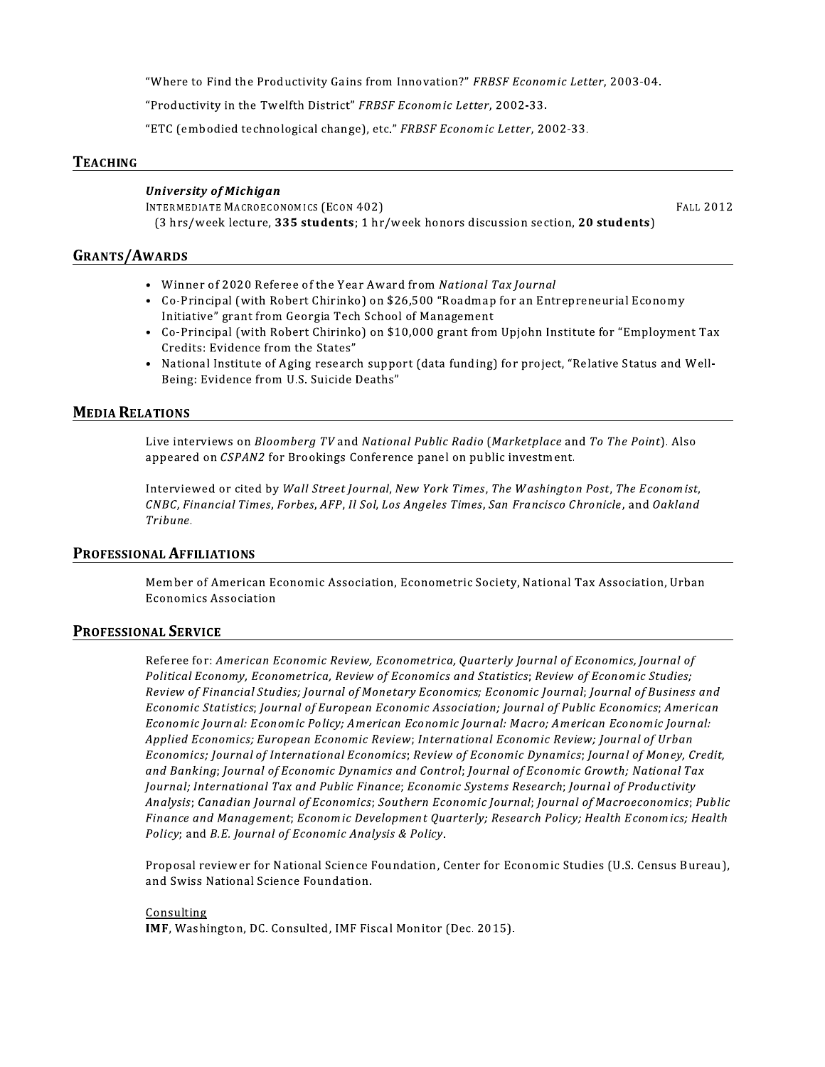"Where to Find the Productivity Gains from Innovation?" *FRBSF Economic Letter*, 2003-04.

"Productivity in the Twelfth District" *FRBSF Economic Letter*, 2002-33.

"ETC (embodied technological change), etc." *FRBSF Economic Letter*, 2002-33.

## TEACHING

***University of Michigan***
INTERMEDIATE MACROECONOMICS (ECON 402) FALL 2012
(3 hrs/week lecture, **335 students**; 1 hr/week honors discussion section, **20 students**)

## GRANTS/AWARDS

- Winner of 2020 Referee of the Year Award from *National Tax Journal*
- Co-Principal (with Robert Chirinko) on $26,500 "Roadmap for an Entrepreneurial Economy Initiative" grant from Georgia Tech School of Management
- Co-Principal (with Robert Chirinko) on $10,000 grant from Upjohn Institute for "Employment Tax Credits: Evidence from the States"
- National Institute of Aging research support (data funding) for project, "Relative Status and Well-Being: Evidence from U.S. Suicide Deaths"

## MEDIA RELATIONS

Live interviews on *Bloomberg TV* and *National Public Radio* (*Marketplace* and *To The Point*). Also appeared on *CSPAN2* for Brookings Conference panel on public investment.

Interviewed or cited by *Wall Street Journal*, *New York Times*, *The Washington Post*, *The Economist*, *CNBC*, *Financial Times*, *Forbes*, *AFP*, *Il Sol*, *Los Angeles Times*, *San Francisco Chronicle*, and *Oakland Tribune*.

## PROFESSIONAL AFFILIATIONS

Member of American Economic Association, Econometric Society, National Tax Association, Urban Economics Association

## PROFESSIONAL SERVICE

Referee for: *American Economic Review, Econometrica, Quarterly Journal of Economics, Journal of Political Economy, Econometrica, Review of Economics and Statistics*; *Review of Economic Studies; Review of Financial Studies; Journal of Monetary Economics; Economic Journal*; *Journal of Business and Economic Statistics*; *Journal of European Economic Association; Journal of Public Economics*; *American Economic Journal: Economic Policy; American Economic Journal: Macro; American Economic Journal: Applied Economics; European Economic Review; International Economic Review; Journal of Urban Economics; Journal of International Economics*; *Review of Economic Dynamics*; *Journal of Money, Credit, and Banking*; *Journal of Economic Dynamics and Control*; *Journal of Economic Growth; National Tax Journal; International Tax and Public Finance*; *Economic Systems Research*; *Journal of Productivity Analysis*; *Canadian Journal of Economics*; *Southern Economic Journal*; *Journal of Macroeconomics*; *Public Finance and Management*; *Economic Development Quarterly; Research Policy; Health Economics; Health Policy*; and *B.E. Journal of Economic Analysis & Policy*.

Proposal reviewer for National Science Foundation, Center for Economic Studies (U.S. Census Bureau), and Swiss National Science Foundation.

Consulting
**IMF**, Washington, DC. Consulted, IMF Fiscal Monitor (Dec. 2015).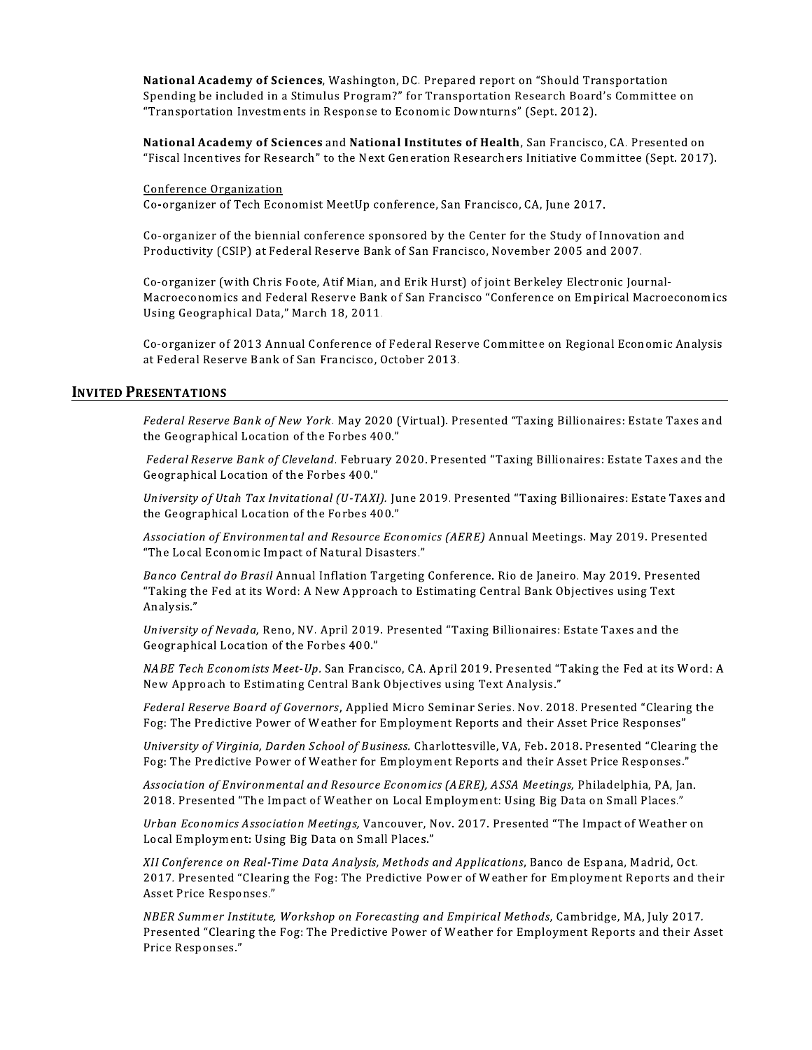**National Academy of Sciences**, Washington, DC. Prepared report on "Should Transportation Spending be included in a Stimulus Program?" for Transportation Research Board's Committee on "Transportation Investments in Response to Economic Downturns" (Sept. 2012).

**National Academy of Sciences** and **National Institutes of Health**, San Francisco, CA. Presented on "Fiscal Incentives for Research" to the Next Generation Researchers Initiative Committee (Sept. 2017).

Conference Organization

Co-organizer of Tech Economist MeetUp conference, San Francisco, CA, June 2017.

Co-organizer of the biennial conference sponsored by the Center for the Study of Innovation and Productivity (CSIP) at Federal Reserve Bank of San Francisco, November 2005 and 2007.

Co-organizer (with Chris Foote, Atif Mian, and Erik Hurst) of joint Berkeley Electronic Journal-Macroeconomics and Federal Reserve Bank of San Francisco "Conference on Empirical Macroeconomics Using Geographical Data," March 18, 2011.

Co-organizer of 2013 Annual Conference of Federal Reserve Committee on Regional Economic Analysis at Federal Reserve Bank of San Francisco, October 2013.

## INVITED PRESENTATIONS

*Federal Reserve Bank of New York*. May 2020 (Virtual). Presented "Taxing Billionaires: Estate Taxes and the Geographical Location of the Forbes 400."

*Federal Reserve Bank of Cleveland*. February 2020. Presented "Taxing Billionaires: Estate Taxes and the Geographical Location of the Forbes 400."

*University of Utah Tax Invitational (U-TAXI).* June 2019. Presented "Taxing Billionaires: Estate Taxes and the Geographical Location of the Forbes 400."

*Association of Environmental and Resource Economics (AERE)* Annual Meetings. May 2019. Presented "The Local Economic Impact of Natural Disasters."

*Banco Central do Brasil* Annual Inflation Targeting Conference. Rio de Janeiro. May 2019. Presented "Taking the Fed at its Word: A New Approach to Estimating Central Bank Objectives using Text Analysis."

*University of Nevada,* Reno, NV. April 2019. Presented "Taxing Billionaires: Estate Taxes and the Geographical Location of the Forbes 400."

*NABE Tech Economists Meet-Up*. San Francisco, CA. April 2019. Presented "Taking the Fed at its Word: A New Approach to Estimating Central Bank Objectives using Text Analysis."

*Federal Reserve Board of Governors*, Applied Micro Seminar Series. Nov. 2018. Presented "Clearing the Fog: The Predictive Power of Weather for Employment Reports and their Asset Price Responses"

*University of Virginia, Darden School of Business.* Charlottesville, VA, Feb. 2018. Presented "Clearing the Fog: The Predictive Power of Weather for Employment Reports and their Asset Price Responses."

*Association of Environmental and Resource Economics (AERE), ASSA Meetings,* Philadelphia, PA, Jan. 2018. Presented "The Impact of Weather on Local Employment: Using Big Data on Small Places."

*Urban Economics Association Meetings,* Vancouver, Nov. 2017. Presented "The Impact of Weather on Local Employment: Using Big Data on Small Places."

*XII Conference on Real-Time Data Analysis, Methods and Applications*, Banco de Espana, Madrid, Oct. 2017. Presented "Clearing the Fog: The Predictive Power of Weather for Employment Reports and their Asset Price Responses."

*NBER Summer Institute, Workshop on Forecasting and Empirical Methods*, Cambridge, MA, July 2017. Presented "Clearing the Fog: The Predictive Power of Weather for Employment Reports and their Asset Price Responses."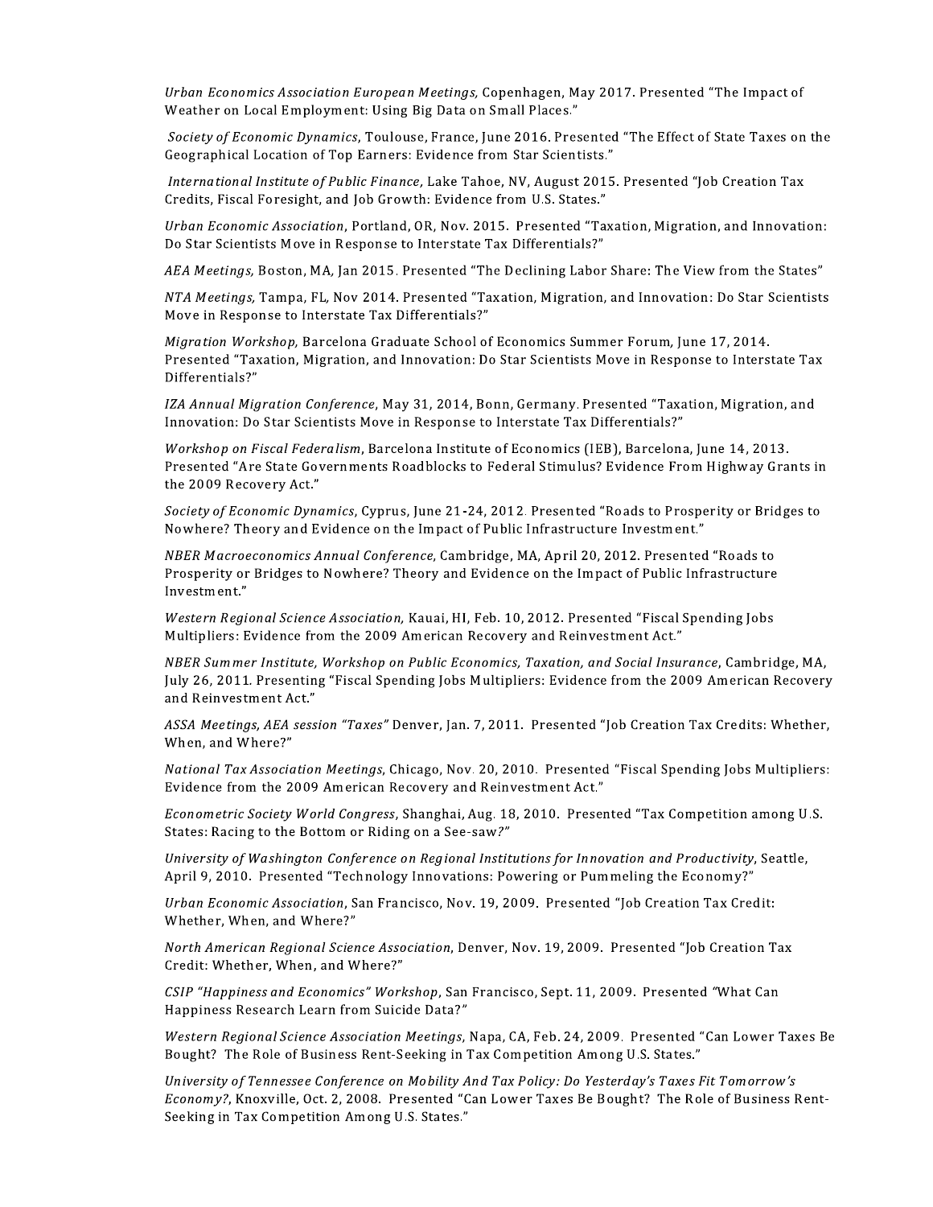*Urban Economics Association European Meetings,* Copenhagen, May 2017. Presented "The Impact of Weather on Local Employment: Using Big Data on Small Places."

*Society of Economic Dynamics*, Toulouse, France, June 2016. Presented "The Effect of State Taxes on the Geographical Location of Top Earners: Evidence from Star Scientists."

*International Institute of Public Finance,* Lake Tahoe, NV, August 2015. Presented "Job Creation Tax Credits, Fiscal Foresight, and Job Growth: Evidence from U.S. States."

*Urban Economic Association*, Portland, OR, Nov. 2015. Presented "Taxation, Migration, and Innovation: Do Star Scientists Move in Response to Interstate Tax Differentials?"

*AEA Meetings,* Boston, MA, Jan 2015. Presented "The Declining Labor Share: The View from the States"

*NTA Meetings,* Tampa, FL, Nov 2014. Presented "Taxation, Migration, and Innovation: Do Star Scientists Move in Response to Interstate Tax Differentials?"

*Migration Workshop,* Barcelona Graduate School of Economics Summer Forum, June 17, 2014. Presented "Taxation, Migration, and Innovation: Do Star Scientists Move in Response to Interstate Tax Differentials?"

*IZA Annual Migration Conference*, May 31, 2014, Bonn, Germany. Presented "Taxation, Migration, and Innovation: Do Star Scientists Move in Response to Interstate Tax Differentials?"

*Workshop on Fiscal Federalism*, Barcelona Institute of Economics (IEB), Barcelona, June 14, 2013. Presented "Are State Governments Roadblocks to Federal Stimulus? Evidence From Highway Grants in the 2009 Recovery Act."

*Society of Economic Dynamics*, Cyprus, June 21-24, 2012. Presented "Roads to Prosperity or Bridges to Nowhere? Theory and Evidence on the Impact of Public Infrastructure Investment."

*NBER Macroeconomics Annual Conference*, Cambridge, MA, April 20, 2012. Presented "Roads to Prosperity or Bridges to Nowhere? Theory and Evidence on the Impact of Public Infrastructure Investment."

*Western Regional Science Association,* Kauai, HI, Feb. 10, 2012. Presented "Fiscal Spending Jobs Multipliers: Evidence from the 2009 American Recovery and Reinvestment Act."

*NBER Summer Institute, Workshop on Public Economics, Taxation, and Social Insurance*, Cambridge, MA, July 26, 2011. Presenting "Fiscal Spending Jobs Multipliers: Evidence from the 2009 American Recovery and Reinvestment Act."

*ASSA Meetings, AEA session "Taxes"* Denver, Jan. 7, 2011. Presented "Job Creation Tax Credits: Whether, When, and Where?"

*National Tax Association Meetings*, Chicago, Nov. 20, 2010. Presented "Fiscal Spending Jobs Multipliers: Evidence from the 2009 American Recovery and Reinvestment Act."

*Econometric Society World Congress*, Shanghai, Aug. 18, 2010. Presented "Tax Competition among U.S. States: Racing to the Bottom or Riding on a See-saw?"

*University of Washington Conference on Regional Institutions for Innovation and Productivity*, Seattle, April 9, 2010. Presented "Technology Innovations: Powering or Pummeling the Economy?"

*Urban Economic Association*, San Francisco, Nov. 19, 2009. Presented "Job Creation Tax Credit: Whether, When, and Where?"

*North American Regional Science Association*, Denver, Nov. 19, 2009. Presented "Job Creation Tax Credit: Whether, When, and Where?"

*CSIP "Happiness and Economics" Workshop*, San Francisco, Sept. 11, 2009. Presented "What Can Happiness Research Learn from Suicide Data?"

*Western Regional Science Association Meetings*, Napa, CA, Feb. 24, 2009. Presented "Can Lower Taxes Be Bought? The Role of Business Rent-Seeking in Tax Competition Among U.S. States."

*University of Tennessee Conference on Mobility And Tax Policy: Do Yesterday's Taxes Fit Tomorrow's Economy?*, Knoxville, Oct. 2, 2008. Presented "Can Lower Taxes Be Bought? The Role of Business Rent-Seeking in Tax Competition Among U.S. States."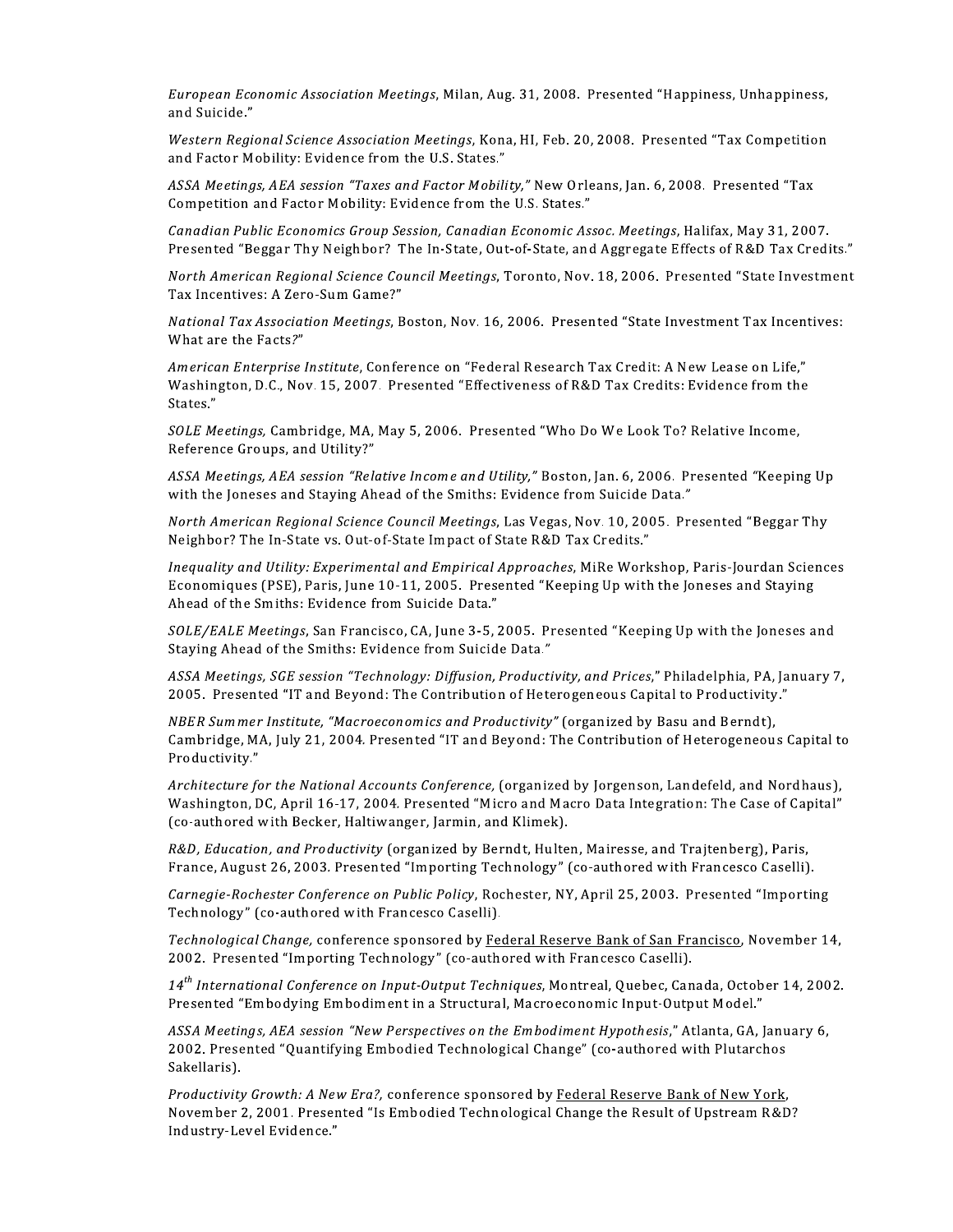*European Economic Association Meetings*, Milan, Aug. 31, 2008. Presented "Happiness, Unhappiness, and Suicide."

*Western Regional Science Association Meetings*, Kona, HI, Feb. 20, 2008. Presented "Tax Competition and Factor Mobility: Evidence from the U.S. States."

*ASSA Meetings, AEA session "Taxes and Factor Mobility,"* New Orleans, Jan. 6, 2008. Presented "Tax Competition and Factor Mobility: Evidence from the U.S. States."

*Canadian Public Economics Group Session, Canadian Economic Assoc. Meetings*, Halifax, May 31, 2007. Presented "Beggar Thy Neighbor? The In-State, Out-of-State, and Aggregate Effects of R&D Tax Credits."

*North American Regional Science Council Meetings*, Toronto, Nov. 18, 2006. Presented "State Investment Tax Incentives: A Zero-Sum Game?"

*National Tax Association Meetings*, Boston, Nov. 16, 2006. Presented "State Investment Tax Incentives: What are the Facts?"

*American Enterprise Institute*, Conference on "Federal Research Tax Credit: A New Lease on Life," Washington, D.C., Nov. 15, 2007. Presented "Effectiveness of R&D Tax Credits: Evidence from the States."

*SOLE Meetings,* Cambridge, MA, May 5, 2006. Presented "Who Do We Look To? Relative Income, Reference Groups, and Utility?"

*ASSA Meetings, AEA session "Relative Income and Utility,"* Boston, Jan. 6, 2006. Presented "Keeping Up with the Joneses and Staying Ahead of the Smiths: Evidence from Suicide Data."

*North American Regional Science Council Meetings*, Las Vegas, Nov. 10, 2005. Presented "Beggar Thy Neighbor? The In-State vs. Out-of-State Impact of State R&D Tax Credits."

*Inequality and Utility: Experimental and Empirical Approaches,* MiRe Workshop, Paris-Jourdan Sciences Economiques (PSE), Paris, June 10-11, 2005. Presented "Keeping Up with the Joneses and Staying Ahead of the Smiths: Evidence from Suicide Data."

*SOLE/EALE Meetings*, San Francisco, CA, June 3-5, 2005. Presented "Keeping Up with the Joneses and Staying Ahead of the Smiths: Evidence from Suicide Data."

*ASSA Meetings, SGE session "Technology: Diffusion, Productivity, and Prices*," Philadelphia, PA, January 7, 2005. Presented "IT and Beyond: The Contribution of Heterogeneous Capital to Productivity."

*NBER Summer Institute, "Macroeconomics and Productivity"* (organized by Basu and Berndt), Cambridge, MA, July 21, 2004. Presented "IT and Beyond: The Contribution of Heterogeneous Capital to Productivity."

*Architecture for the National Accounts Conference,* (organized by Jorgenson, Landefeld, and Nordhaus), Washington, DC, April 16-17, 2004. Presented "Micro and Macro Data Integration: The Case of Capital" (co-authored with Becker, Haltiwanger, Jarmin, and Klimek).

*R&D, Education, and Productivity* (organized by Berndt, Hulten, Mairesse, and Trajtenberg), Paris, France, August 26, 2003. Presented "Importing Technology" (co-authored with Francesco Caselli).

*Carnegie-Rochester Conference on Public Policy*, Rochester, NY, April 25, 2003. Presented "Importing Technology" (co-authored with Francesco Caselli).

*Technological Change,* conference sponsored by Federal Reserve Bank of San Francisco, November 14, 2002. Presented "Importing Technology" (co-authored with Francesco Caselli).

*14th International Conference on Input-Output Techniques*, Montreal, Quebec, Canada, October 14, 2002. Presented "Embodying Embodiment in a Structural, Macroeconomic Input-Output Model."

*ASSA Meetings, AEA session "New Perspectives on the Embodiment Hypothesis*," Atlanta, GA, January 6, 2002. Presented "Quantifying Embodied Technological Change" (co-authored with Plutarchos Sakellaris).

*Productivity Growth: A New Era?,* conference sponsored by Federal Reserve Bank of New York, November 2, 2001. Presented "Is Embodied Technological Change the Result of Upstream R&D? Industry-Level Evidence."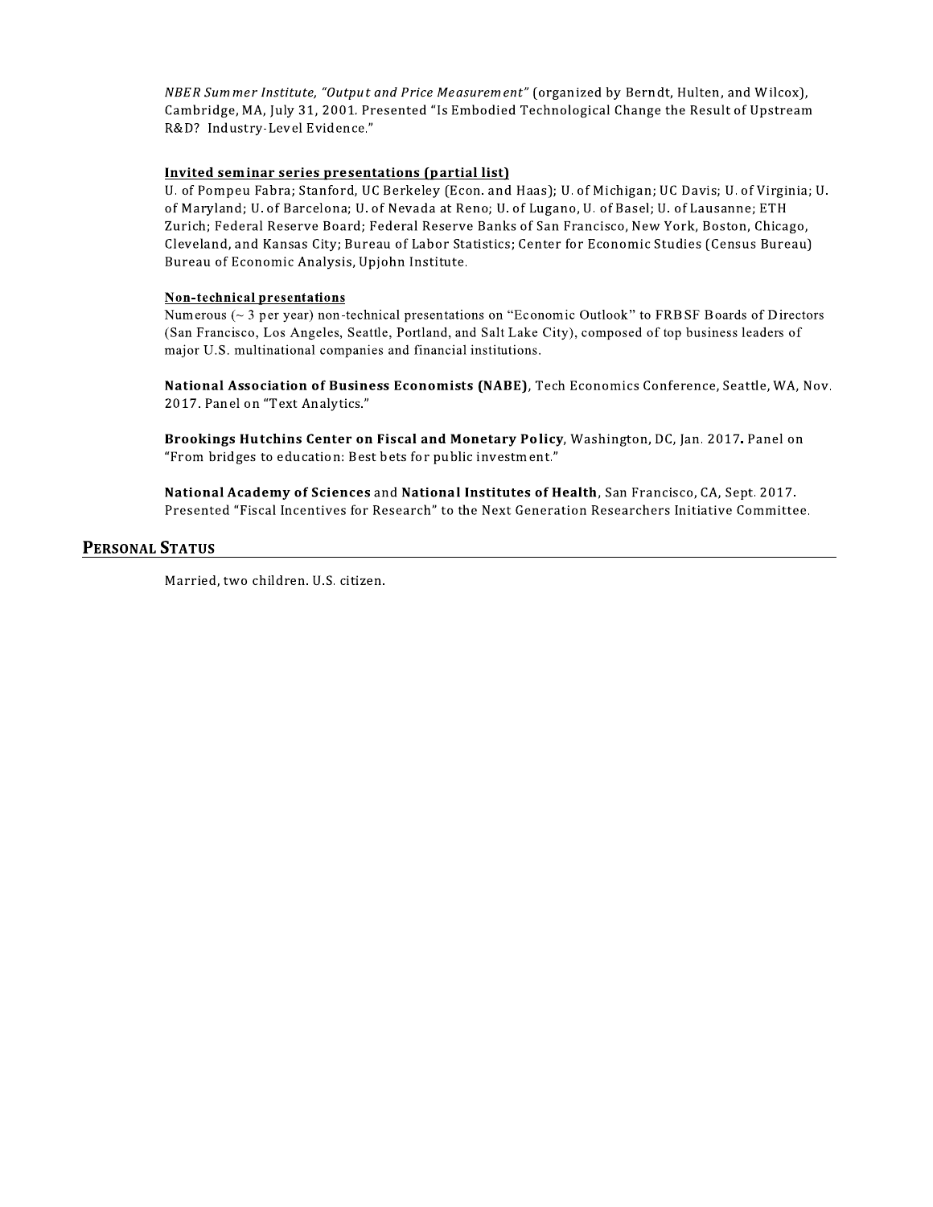*NBER Summer Institute, "Output and Price Measurement"* (organized by Berndt, Hulten, and Wilcox), Cambridge, MA, July 31, 2001. Presented "Is Embodied Technological Change the Result of Upstream R&D? Industry-Level Evidence."

**Invited seminar series presentations (partial list)**

U. of Pompeu Fabra; Stanford, UC Berkeley (Econ. and Haas); U. of Michigan; UC Davis; U. of Virginia; U. of Maryland; U. of Barcelona; U. of Nevada at Reno; U. of Lugano, U. of Basel; U. of Lausanne; ETH Zurich; Federal Reserve Board; Federal Reserve Banks of San Francisco, New York, Boston, Chicago, Cleveland, and Kansas City; Bureau of Labor Statistics; Center for Economic Studies (Census Bureau) Bureau of Economic Analysis, Upjohn Institute.

**Non-technical presentations**

Numerous (~ 3 per year) non-technical presentations on "Economic Outlook" to FRBSF Boards of Directors (San Francisco, Los Angeles, Seattle, Portland, and Salt Lake City), composed of top business leaders of major U.S. multinational companies and financial institutions.

**National Association of Business Economists (NABE)**, Tech Economics Conference, Seattle, WA, Nov. 2017. Panel on "Text Analytics."

**Brookings Hutchins Center on Fiscal and Monetary Policy**, Washington, DC, Jan. 2017**.** Panel on "From bridges to education: Best bets for public investment."

**National Academy of Sciences** and **National Institutes of Health**, San Francisco, CA, Sept. 2017. Presented "Fiscal Incentives for Research" to the Next Generation Researchers Initiative Committee.

## PERSONAL STATUS

Married, two children. U.S. citizen.